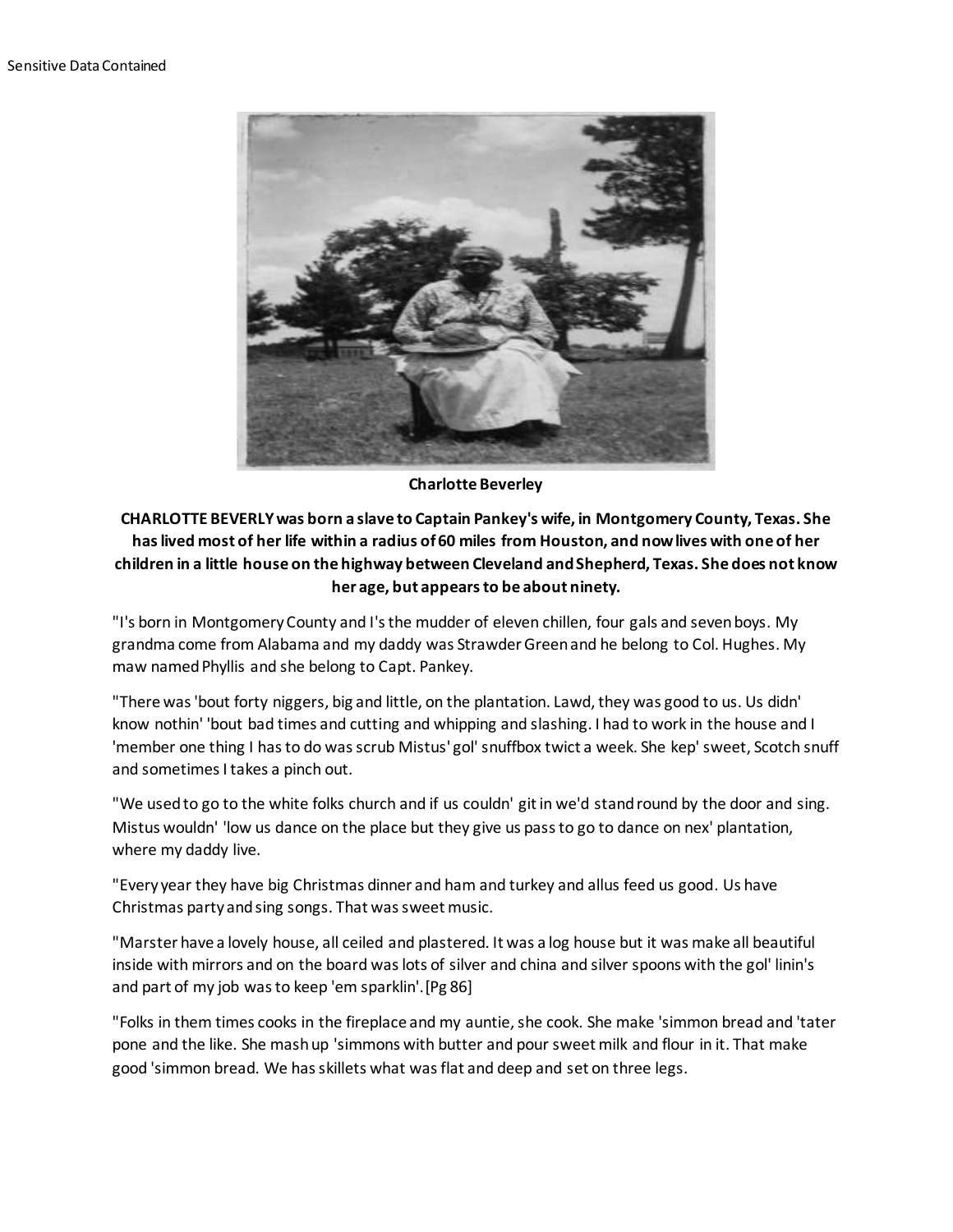Sensitive Data Contained

**Charlotte Beverley**

**CHARLOTTE BEVERLY was born a slave to Captain Pankey's wife, in Montgomery County, Texas. She has lived most of her life within a radius of 60 miles from Houston, and now lives with one of her children in a little house on the highway between Cleveland and Shepherd, Texas. She does not know her age, but appears to be about ninety.**

"I's born in Montgomery County and I's the mudder of eleven chillen, four gals and seven boys. My grandma come from Alabama and my daddy was Strawder Green and he belong to Col. Hughes. My maw named Phyllis and she belong to Capt. Pankey.

"There was 'bout forty niggers, big and little, on the plantation. Lawd, they was good to us. Us didn' know nothin' 'bout bad times and cutting and whipping and slashing. I had to work in the house and I 'member one thing I has to do was scrub Mistus' gol' snuffbox twict a week. She kep' sweet, Scotch snuff and sometimes I takes a pinch out.

"We used to go to the white folks church and if us couldn' git in we'd stand round by the door and sing. Mistus wouldn' 'low us dance on the place but they give us pass to go to dance on nex' plantation, where my daddy live.

"Every year they have big Christmas dinner and ham and turkey and allus feed us good. Us have Christmas party and sing songs. That was sweet music.

"Marster have a lovely house, all ceiled and plastered. It was a log house but it was make all beautiful inside with mirrors and on the board was lots of silver and china and silver spoons with the gol' linin's and part of my job was to keep 'em sparklin'.[Pg 86]

"Folks in them times cooks in the fireplace and my auntie, she cook. She make 'simmon bread and 'tater pone and the like. She mash up 'simmons with butter and pour sweet milk and flour in it. That make good 'simmon bread. We has skillets what was flat and deep and set on three legs.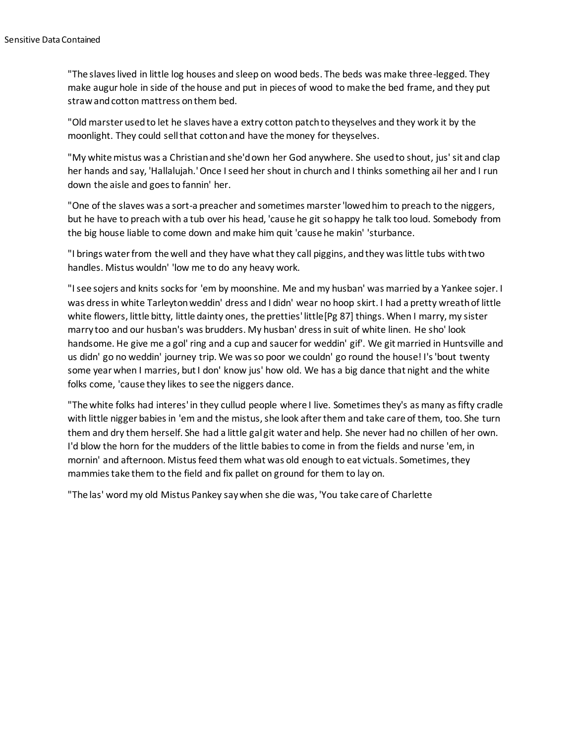"The slaves lived in little log houses and sleep on wood beds. The beds was make three-legged. They make augur hole in side of the house and put in pieces of wood to make the bed frame, and they put straw and cotton mattress on them bed.

"Old marster used to let he slaves have a extry cotton patch to theyselves and they work it by the moonlight. They could sell that cotton and have the money for theyselves.

"My white mistus was a Christian and she'd own her God anywhere. She used to shout, jus' sit and clap her hands and say, 'Hallalujah.' Once I seed her shout in church and I thinks something ail her and I run down the aisle and goes to fannin' her.

"One of the slaves was a sort-a preacher and sometimes marster 'lowed him to preach to the niggers, but he have to preach with a tub over his head, 'cause he git so happy he talk too loud. Somebody from the big house liable to come down and make him quit 'cause he makin' 'sturbance.

"I brings water from the well and they have what they call piggins, and they was little tubs with two handles. Mistus wouldn' 'low me to do any heavy work.

"I see sojers and knits socks for 'em by moonshine. Me and my husban' was married by a Yankee sojer. I was dress in white Tarleyton weddin' dress and I didn' wear no hoop skirt. I had a pretty wreath of little white flowers, little bitty, little dainty ones, the pretties' little[Pg 87] things. When I marry, my sister marry too and our husban's was brudders. My husban' dress in suit of white linen. He sho' look handsome. He give me a gol' ring and a cup and saucer for weddin' gif'. We git married in Huntsville and us didn' go no weddin' journey trip. We was so poor we couldn' go round the house! I's 'bout twenty some year when I marries, but I don' know jus' how old. We has a big dance that night and the white folks come, 'cause they likes to see the niggers dance.

"The white folks had interes' in they cullud people where I live. Sometimes they's as many as fifty cradle with little nigger babies in 'em and the mistus, she look after them and take care of them, too. She turn them and dry them herself. She had a little gal git water and help. She never had no chillen of her own. I'd blow the horn for the mudders of the little babies to come in from the fields and nurse 'em, in mornin' and afternoon. Mistus feed them what was old enough to eat victuals. Sometimes, they mammies take them to the field and fix pallet on ground for them to lay on.

"The las' word my old Mistus Pankey say when she die was, 'You take care of Charlette